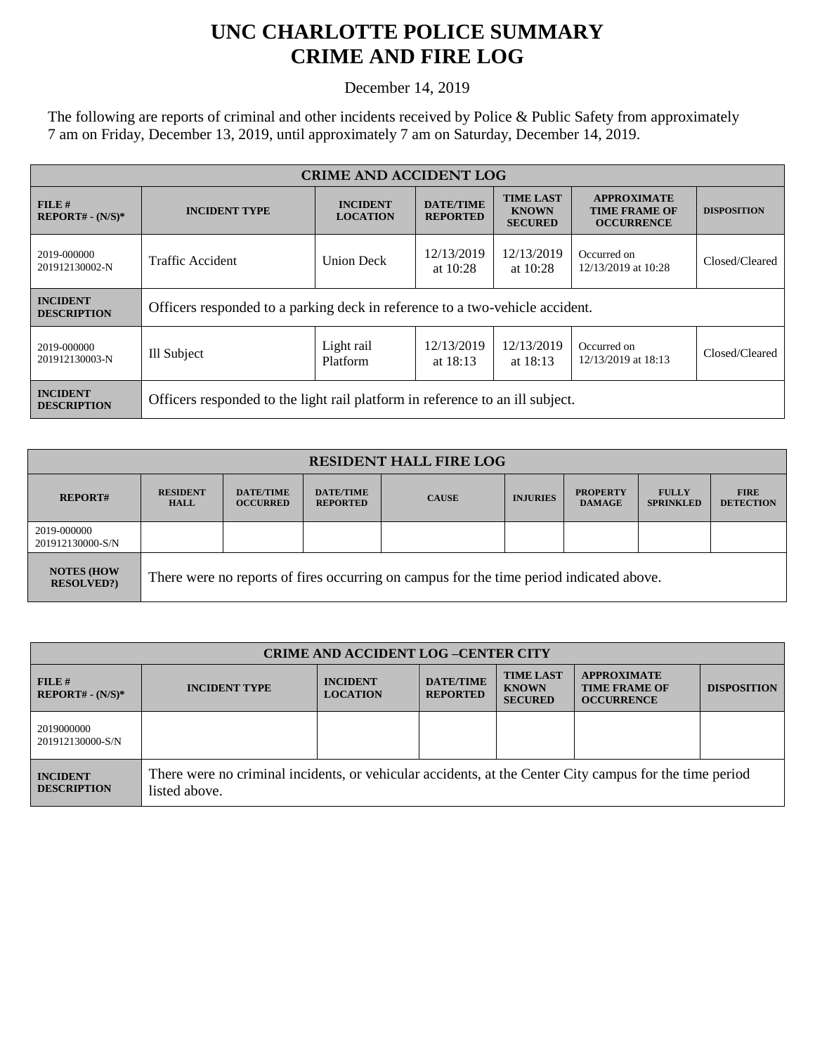# UNC CHARLOTTE POLICE SUMMARY
# CRIME AND FIRE LOG

December 14, 2019

The following are reports of criminal and other incidents received by Police & Public Safety from approximately 7 am on Friday, December 13, 2019, until approximately 7 am on Saturday, December 14, 2019.

| CRIME AND ACCIDENT LOG | | | | | | |
|---|---|---|---|---|---|---|
| **FILE # REPORT# - (N/S)*** | **INCIDENT TYPE** | **INCIDENT LOCATION** | **DATE/TIME REPORTED** | **TIME LAST KNOWN SECURED** | **APPROXIMATE TIME FRAME OF OCCURRENCE** | **DISPOSITION** |
| 2019-000000 201912130002-N | Traffic Accident | Union Deck | 12/13/2019 at 10:28 | 12/13/2019 at 10:28 | Occurred on 12/13/2019 at 10:28 | Closed/Cleared |
| **INCIDENT DESCRIPTION** | Officers responded to a parking deck in reference to a two-vehicle accident. | | | | | |
| 2019-000000 201912130003-N | Ill Subject | Light rail Platform | 12/13/2019 at 18:13 | 12/13/2019 at 18:13 | Occurred on 12/13/2019 at 18:13 | Closed/Cleared |
| **INCIDENT DESCRIPTION** | Officers responded to the light rail platform in reference to an ill subject. | | | | | |

| RESIDENT HALL FIRE LOG | | | | | | | | |
|---|---|---|---|---|---|---|---|---|
| **REPORT#** | **RESIDENT HALL** | **DATE/TIME OCCURRED** | **DATE/TIME REPORTED** | **CAUSE** | **INJURIES** | **PROPERTY DAMAGE** | **FULLY SPRINKLED** | **FIRE DETECTION** |
| 2019-000000 201912130000-S/N | | | | | | | | |
| **NOTES (HOW RESOLVED?)** | There were no reports of fires occurring on campus for the time period indicated above. | | | | | | | |

| CRIME AND ACCIDENT LOG –CENTER CITY | | | | | | |
|---|---|---|---|---|---|---|
| **FILE # REPORT# - (N/S)*** | **INCIDENT TYPE** | **INCIDENT LOCATION** | **DATE/TIME REPORTED** | **TIME LAST KNOWN SECURED** | **APPROXIMATE TIME FRAME OF OCCURRENCE** | **DISPOSITION** |
| 2019000000 201912130000-S/N | | | | | | |
| **INCIDENT DESCRIPTION** | There were no criminal incidents, or vehicular accidents, at the Center City campus for the time period listed above. | | | | | |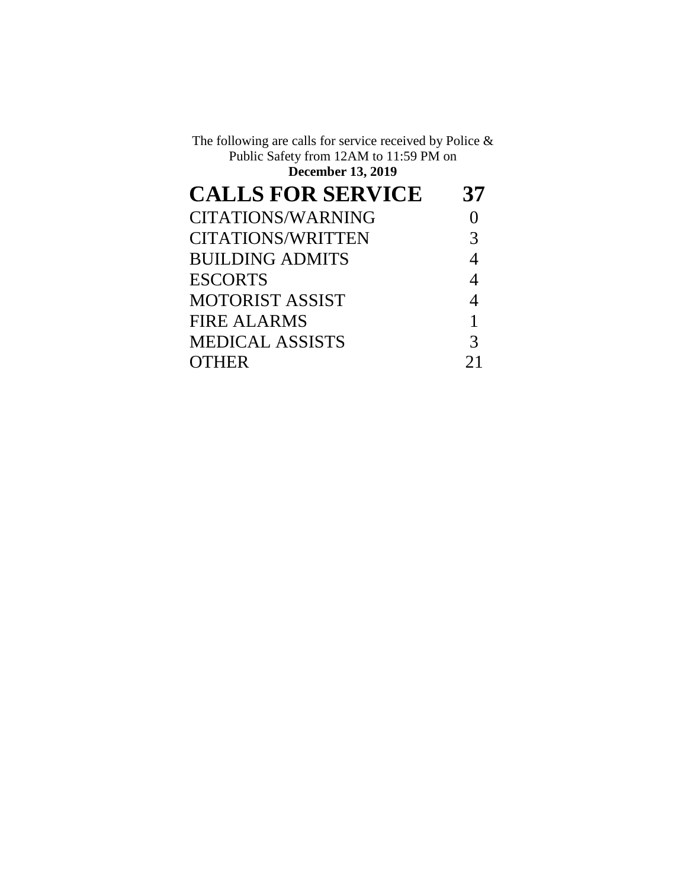The following are calls for service received by Police & Public Safety from 12AM to 11:59 PM on

**December 13, 2019**

| | |
|---|---|
| **CALLS FOR SERVICE** | **37** |
| CITATIONS/WARNING | 0 |
| CITATIONS/WRITTEN | 3 |
| BUILDING ADMITS | 4 |
| ESCORTS | 4 |
| MOTORIST ASSIST | 4 |
| FIRE ALARMS | 1 |
| MEDICAL ASSISTS | 3 |
| OTHER | 21 |